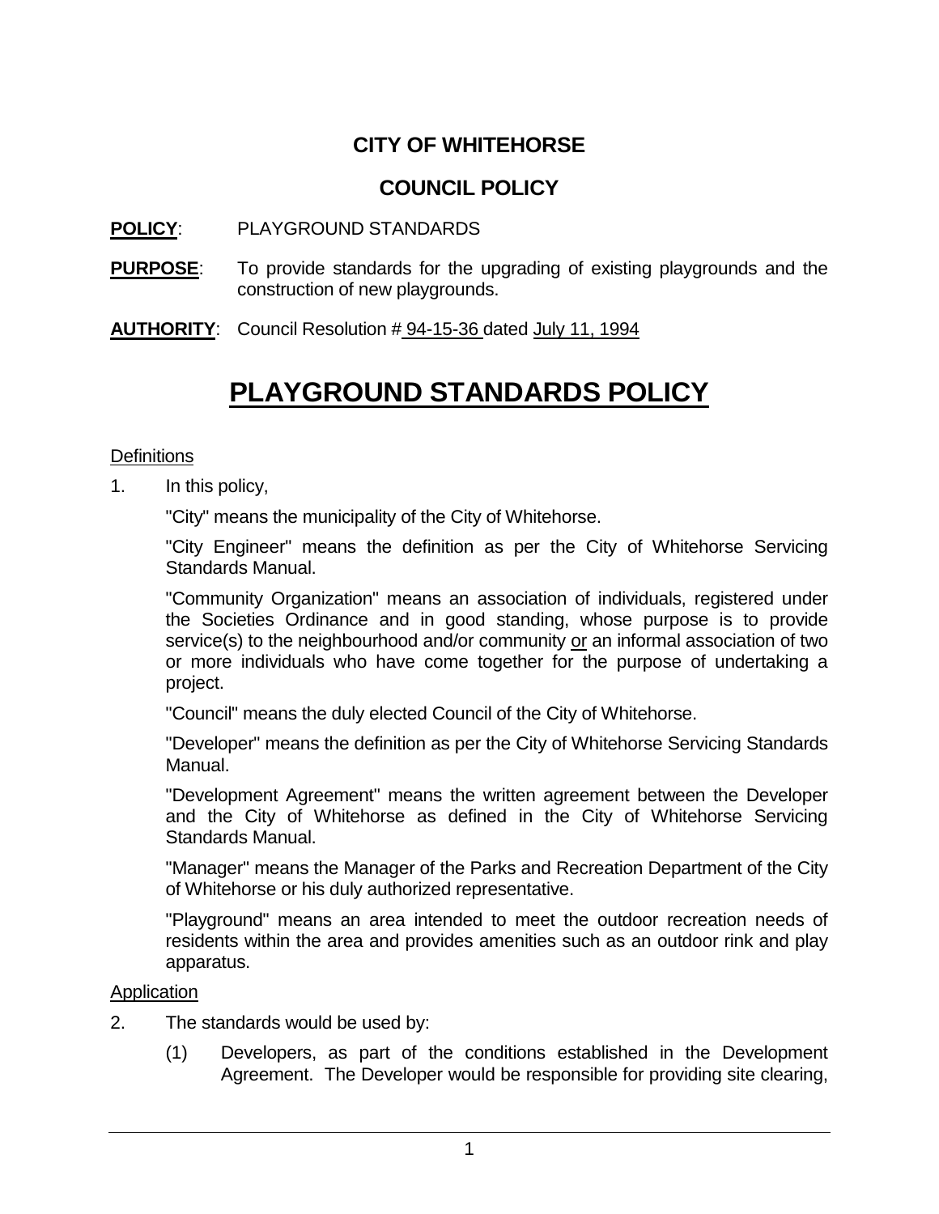# CITY OF WHITEHORSE

## COUNCIL POLICY

**POLICY**: PLAYGROUND STANDARDS

**PURPOSE**: To provide standards for the upgrading of existing playgrounds and the construction of new playgrounds.

**AUTHORITY**: Council Resolution # 94-15-36 dated July 11, 1994

# PLAYGROUND STANDARDS POLICY

Definitions

1. In this policy,

   "City" means the municipality of the City of Whitehorse.

   "City Engineer" means the definition as per the City of Whitehorse Servicing Standards Manual.

   "Community Organization" means an association of individuals, registered under the Societies Ordinance and in good standing, whose purpose is to provide service(s) to the neighbourhood and/or community or an informal association of two or more individuals who have come together for the purpose of undertaking a project.

   "Council" means the duly elected Council of the City of Whitehorse.

   "Developer" means the definition as per the City of Whitehorse Servicing Standards Manual.

   "Development Agreement" means the written agreement between the Developer and the City of Whitehorse as defined in the City of Whitehorse Servicing Standards Manual.

   "Manager" means the Manager of the Parks and Recreation Department of the City of Whitehorse or his duly authorized representative.

   "Playground" means an area intended to meet the outdoor recreation needs of residents within the area and provides amenities such as an outdoor rink and play apparatus.

Application

2. The standards would be used by:

   (1) Developers, as part of the conditions established in the Development Agreement. The Developer would be responsible for providing site clearing,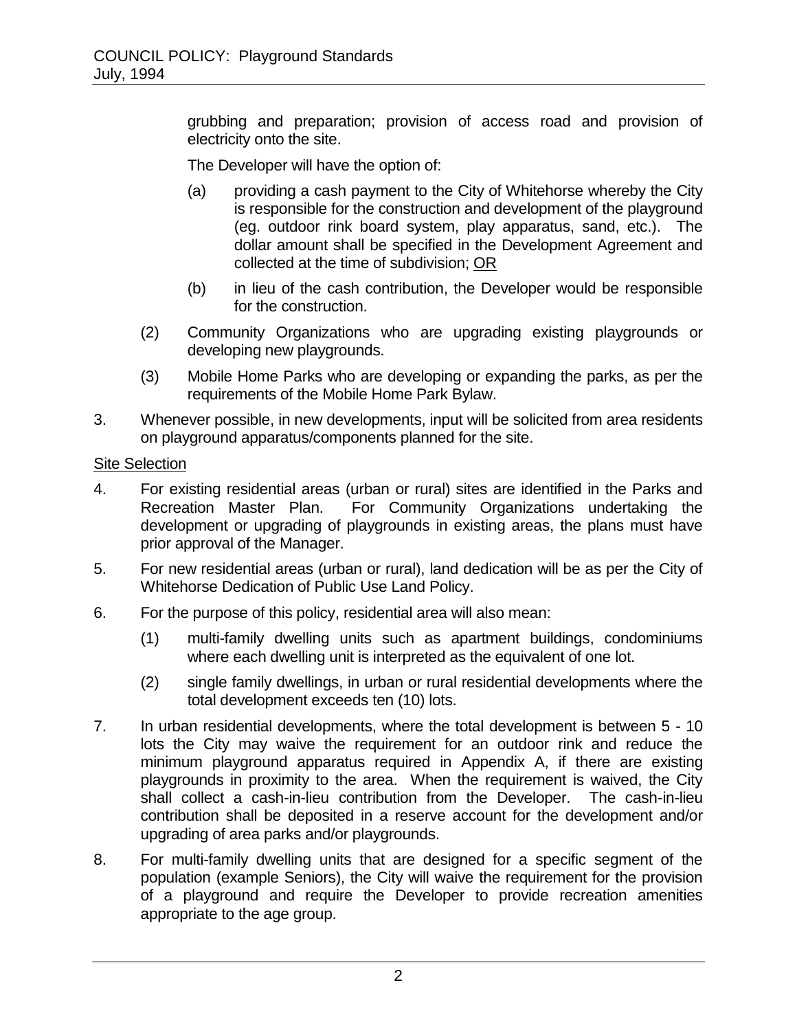grubbing and preparation; provision of access road and provision of electricity onto the site.

The Developer will have the option of:

(a) providing a cash payment to the City of Whitehorse whereby the City is responsible for the construction and development of the playground (eg. outdoor rink board system, play apparatus, sand, etc.). The dollar amount shall be specified in the Development Agreement and collected at the time of subdivision; <u>OR</u>

(b) in lieu of the cash contribution, the Developer would be responsible for the construction.

(2) Community Organizations who are upgrading existing playgrounds or developing new playgrounds.

(3) Mobile Home Parks who are developing or expanding the parks, as per the requirements of the Mobile Home Park Bylaw.

3. Whenever possible, in new developments, input will be solicited from area residents on playground apparatus/components planned for the site.

<u>Site Selection</u>

4. For existing residential areas (urban or rural) sites are identified in the Parks and Recreation Master Plan. For Community Organizations undertaking the development or upgrading of playgrounds in existing areas, the plans must have prior approval of the Manager.

5. For new residential areas (urban or rural), land dedication will be as per the City of Whitehorse Dedication of Public Use Land Policy.

6. For the purpose of this policy, residential area will also mean:

   (1) multi-family dwelling units such as apartment buildings, condominiums where each dwelling unit is interpreted as the equivalent of one lot.

   (2) single family dwellings, in urban or rural residential developments where the total development exceeds ten (10) lots.

7. In urban residential developments, where the total development is between 5 - 10 lots the City may waive the requirement for an outdoor rink and reduce the minimum playground apparatus required in Appendix A, if there are existing playgrounds in proximity to the area. When the requirement is waived, the City shall collect a cash-in-lieu contribution from the Developer. The cash-in-lieu contribution shall be deposited in a reserve account for the development and/or upgrading of area parks and/or playgrounds.

8. For multi-family dwelling units that are designed for a specific segment of the population (example Seniors), the City will waive the requirement for the provision of a playground and require the Developer to provide recreation amenities appropriate to the age group.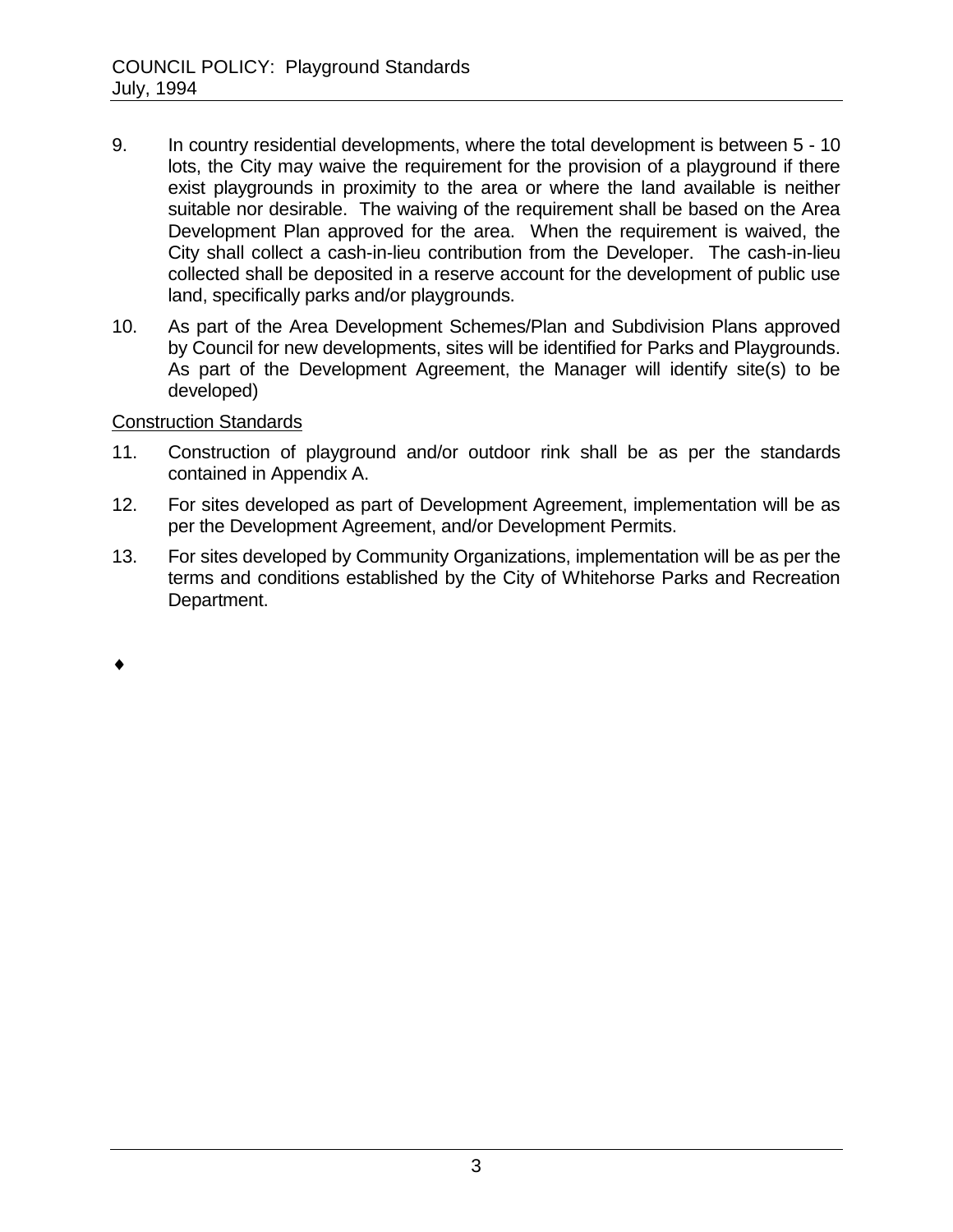9. In country residential developments, where the total development is between 5 - 10 lots, the City may waive the requirement for the provision of a playground if there exist playgrounds in proximity to the area or where the land available is neither suitable nor desirable. The waiving of the requirement shall be based on the Area Development Plan approved for the area. When the requirement is waived, the City shall collect a cash-in-lieu contribution from the Developer. The cash-in-lieu collected shall be deposited in a reserve account for the development of public use land, specifically parks and/or playgrounds.

10. As part of the Area Development Schemes/Plan and Subdivision Plans approved by Council for new developments, sites will be identified for Parks and Playgrounds. As part of the Development Agreement, the Manager will identify site(s) to be developed)

<u>Construction Standards</u>

11. Construction of playground and/or outdoor rink shall be as per the standards contained in Appendix A.

12. For sites developed as part of Development Agreement, implementation will be as per the Development Agreement, and/or Development Permits.

13. For sites developed by Community Organizations, implementation will be as per the terms and conditions established by the City of Whitehorse Parks and Recreation Department.

♦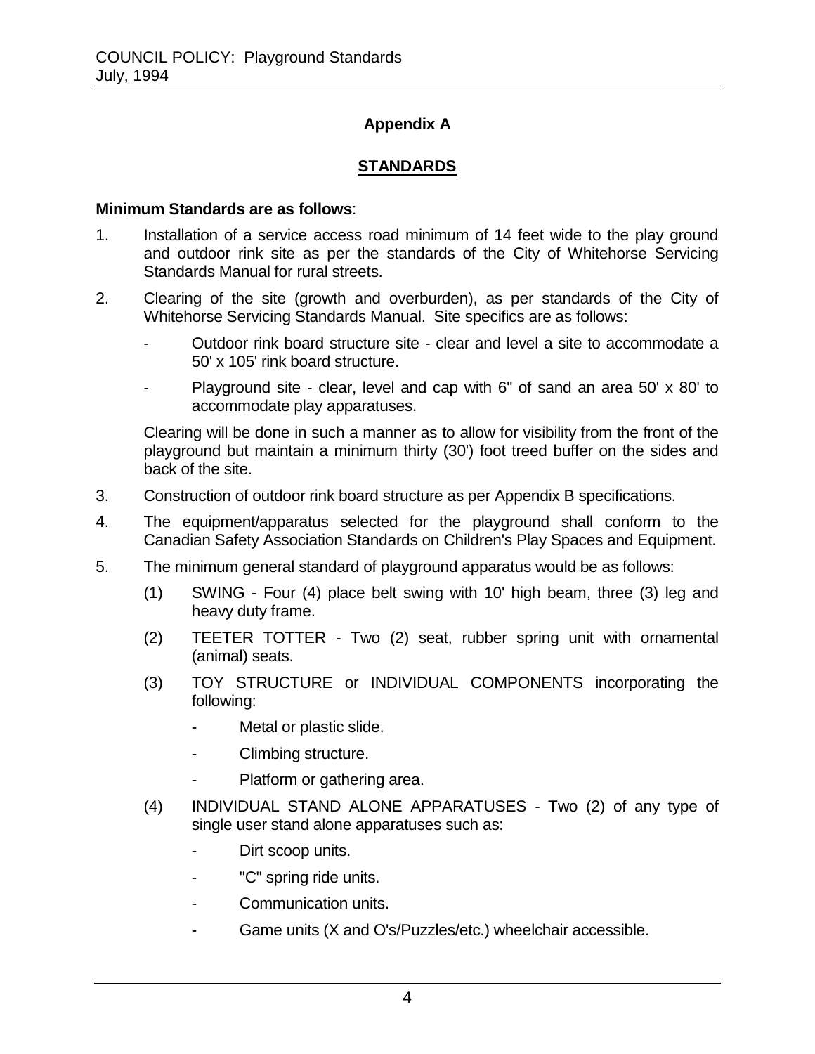## Appendix A

## STANDARDS

**Minimum Standards are as follows**:

1. Installation of a service access road minimum of 14 feet wide to the play ground and outdoor rink site as per the standards of the City of Whitehorse Servicing Standards Manual for rural streets.
2. Clearing of the site (growth and overburden), as per standards of the City of Whitehorse Servicing Standards Manual. Site specifics are as follows:
   - Outdoor rink board structure site - clear and level a site to accommodate a 50' x 105' rink board structure.
   - Playground site - clear, level and cap with 6" of sand an area 50' x 80' to accommodate play apparatuses.

   Clearing will be done in such a manner as to allow for visibility from the front of the playground but maintain a minimum thirty (30') foot treed buffer on the sides and back of the site.
3. Construction of outdoor rink board structure as per Appendix B specifications.
4. The equipment/apparatus selected for the playground shall conform to the Canadian Safety Association Standards on Children's Play Spaces and Equipment.
5. The minimum general standard of playground apparatus would be as follows:
   (1) SWING - Four (4) place belt swing with 10' high beam, three (3) leg and heavy duty frame.
   (2) TEETER TOTTER - Two (2) seat, rubber spring unit with ornamental (animal) seats.
   (3) TOY STRUCTURE or INDIVIDUAL COMPONENTS incorporating the following:
      - Metal or plastic slide.
      - Climbing structure.
      - Platform or gathering area.
   (4) INDIVIDUAL STAND ALONE APPARATUSES - Two (2) of any type of single user stand alone apparatuses such as:
      - Dirt scoop units.
      - "C" spring ride units.
      - Communication units.
      - Game units (X and O's/Puzzles/etc.) wheelchair accessible.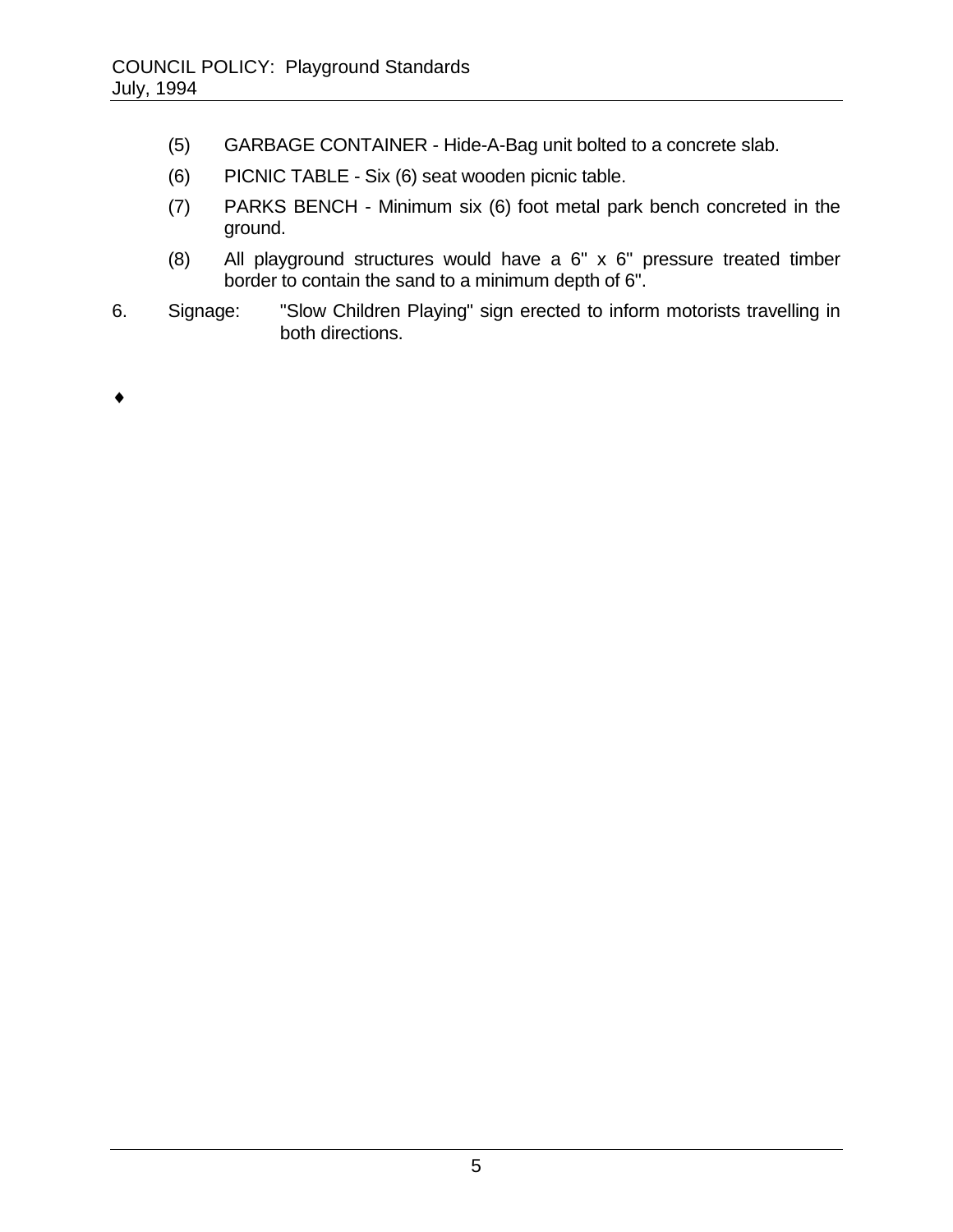(5) GARBAGE CONTAINER - Hide-A-Bag unit bolted to a concrete slab.

(6) PICNIC TABLE - Six (6) seat wooden picnic table.

(7) PARKS BENCH - Minimum six (6) foot metal park bench concreted in the ground.

(8) All playground structures would have a 6" x 6" pressure treated timber border to contain the sand to a minimum depth of 6".

6. Signage: "Slow Children Playing" sign erected to inform motorists travelling in both directions.

♦